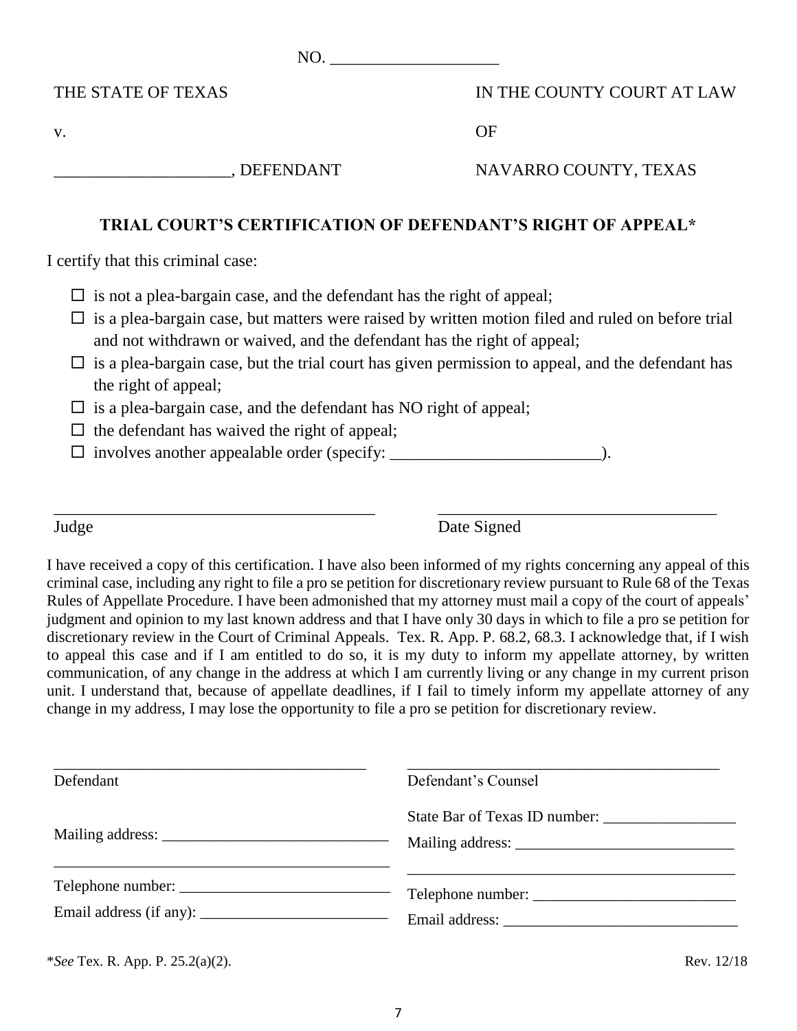NO. ____________________

| | |
|---|---|
| THE STATE OF TEXAS | IN THE COUNTY COURT AT LAW |
| v. | OF |
| _____________________, DEFENDANT | NAVARRO COUNTY, TEXAS |

## TRIAL COURT'S CERTIFICATION OF DEFENDANT'S RIGHT OF APPEAL*

I certify that this criminal case:

- ☐ is not a plea-bargain case, and the defendant has the right of appeal;
- ☐ is a plea-bargain case, but matters were raised by written motion filed and ruled on before trial and not withdrawn or waived, and the defendant has the right of appeal;
- ☐ is a plea-bargain case, but the trial court has given permission to appeal, and the defendant has the right of appeal;
- ☐ is a plea-bargain case, and the defendant has NO right of appeal;
- ☐ the defendant has waived the right of appeal;
- ☐ involves another appealable order (specify: _________________________).

_______________________________________ Judge

__________________________________ Date Signed

I have received a copy of this certification. I have also been informed of my rights concerning any appeal of this criminal case, including any right to file a pro se petition for discretionary review pursuant to Rule 68 of the Texas Rules of Appellate Procedure. I have been admonished that my attorney must mail a copy of the court of appeals' judgment and opinion to my last known address and that I have only 30 days in which to file a pro se petition for discretionary review in the Court of Criminal Appeals. Tex. R. App. P. 68.2, 68.3. I acknowledge that, if I wish to appeal this case and if I am entitled to do so, it is my duty to inform my appellate attorney, by written communication, of any change in the address at which I am currently living or any change in my current prison unit. I understand that, because of appellate deadlines, if I fail to timely inform my appellate attorney of any change in my address, I may lose the opportunity to file a pro se petition for discretionary review.

_______________________________________ Defendant

Mailing address: _____________________________

_____________________________________________

Telephone number: ___________________________

Email address (if any): ________________________

_______________________________________ Defendant's Counsel

State Bar of Texas ID number: _________________

Mailing address: ____________________________

_____________________________________________

Telephone number: __________________________

Email address: ______________________________

\**See* Tex. R. App. P. 25.2(a)(2).

Rev. 12/18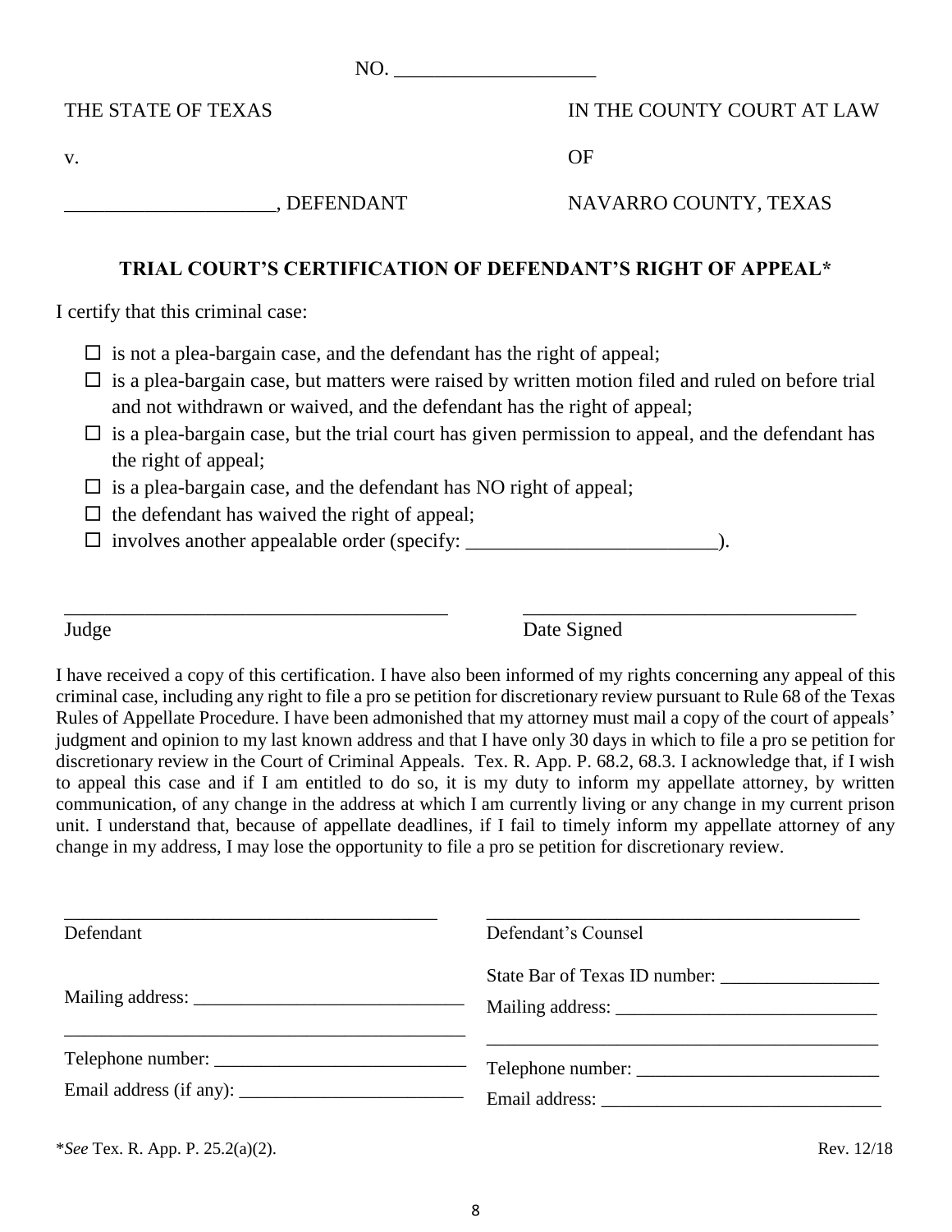NO. ____________________

THE STATE OF TEXAS — IN THE COUNTY COURT AT LAW

v. — OF

_____________________, DEFENDANT — NAVARRO COUNTY, TEXAS

## TRIAL COURT'S CERTIFICATION OF DEFENDANT'S RIGHT OF APPEAL*

I certify that this criminal case:

- ☐ is not a plea-bargain case, and the defendant has the right of appeal;
- ☐ is a plea-bargain case, but matters were raised by written motion filed and ruled on before trial and not withdrawn or waived, and the defendant has the right of appeal;
- ☐ is a plea-bargain case, but the trial court has given permission to appeal, and the defendant has the right of appeal;
- ☐ is a plea-bargain case, and the defendant has NO right of appeal;
- ☐ the defendant has waived the right of appeal;
- ☐ involves another appealable order (specify: _________________________).

_______________________________________ Judge

___________________________________ Date Signed

I have received a copy of this certification. I have also been informed of my rights concerning any appeal of this criminal case, including any right to file a pro se petition for discretionary review pursuant to Rule 68 of the Texas Rules of Appellate Procedure. I have been admonished that my attorney must mail a copy of the court of appeals' judgment and opinion to my last known address and that I have only 30 days in which to file a pro se petition for discretionary review in the Court of Criminal Appeals. Tex. R. App. P. 68.2, 68.3. I acknowledge that, if I wish to appeal this case and if I am entitled to do so, it is my duty to inform my appellate attorney, by written communication, of any change in the address at which I am currently living or any change in my current prison unit. I understand that, because of appellate deadlines, if I fail to timely inform my appellate attorney of any change in my address, I may lose the opportunity to file a pro se petition for discretionary review.

_______________________________________ Defendant

Mailing address: _____________________________

_____________________________________________

Telephone number: ___________________________

Email address (if any): ________________________

_________________________________________ Defendant's Counsel

State Bar of Texas ID number: _________________

Mailing address: ____________________________

____________________________________________

Telephone number: __________________________

Email address: ______________________________

\**See* Tex. R. App. P. 25.2(a)(2).

Rev. 12/18